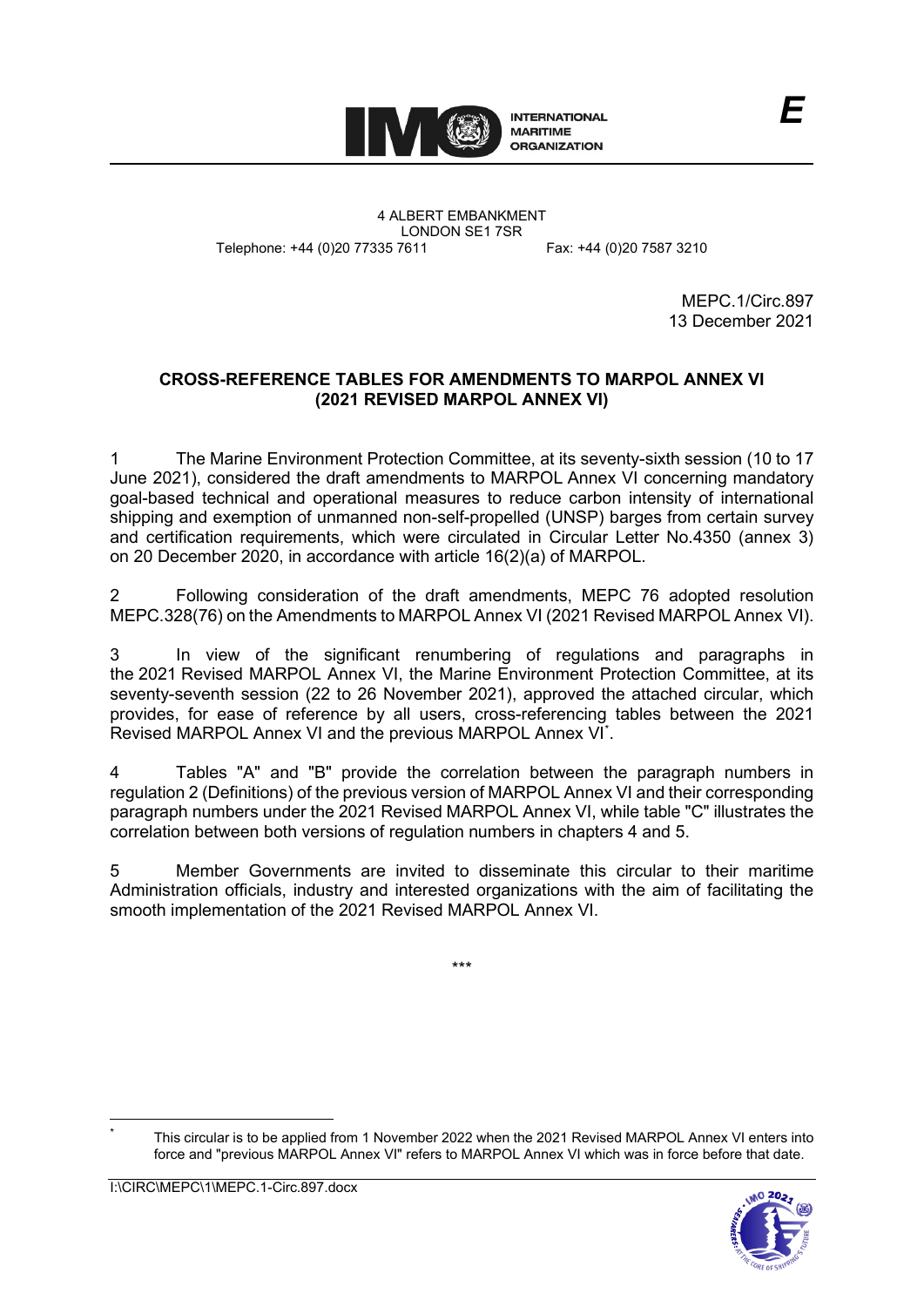4 ALBERT EMBANKMENT
LONDON SE1 7SR
Telephone: +44 (0)20 77335 7611    Fax: +44 (0)20 7587 3210

MEPC.1/Circ.897
13 December 2021

## CROSS-REFERENCE TABLES FOR AMENDMENTS TO MARPOL ANNEX VI (2021 REVISED MARPOL ANNEX VI)

1 The Marine Environment Protection Committee, at its seventy-sixth session (10 to 17 June 2021), considered the draft amendments to MARPOL Annex VI concerning mandatory goal-based technical and operational measures to reduce carbon intensity of international shipping and exemption of unmanned non-self-propelled (UNSP) barges from certain survey and certification requirements, which were circulated in Circular Letter No.4350 (annex 3) on 20 December 2020, in accordance with article 16(2)(a) of MARPOL.

2 Following consideration of the draft amendments, MEPC 76 adopted resolution MEPC.328(76) on the Amendments to MARPOL Annex VI (2021 Revised MARPOL Annex VI).

3 In view of the significant renumbering of regulations and paragraphs in the 2021 Revised MARPOL Annex VI, the Marine Environment Protection Committee, at its seventy-seventh session (22 to 26 November 2021), approved the attached circular, which provides, for ease of reference by all users, cross-referencing tables between the 2021 Revised MARPOL Annex VI and the previous MARPOL Annex VI*.

4 Tables "A" and "B" provide the correlation between the paragraph numbers in regulation 2 (Definitions) of the previous version of MARPOL Annex VI and their corresponding paragraph numbers under the 2021 Revised MARPOL Annex VI, while table "C" illustrates the correlation between both versions of regulation numbers in chapters 4 and 5.

5 Member Governments are invited to disseminate this circular to their maritime Administration officials, industry and interested organizations with the aim of facilitating the smooth implementation of the 2021 Revised MARPOL Annex VI.

\*\*\*

\* This circular is to be applied from 1 November 2022 when the 2021 Revised MARPOL Annex VI enters into force and "previous MARPOL Annex VI" refers to MARPOL Annex VI which was in force before that date.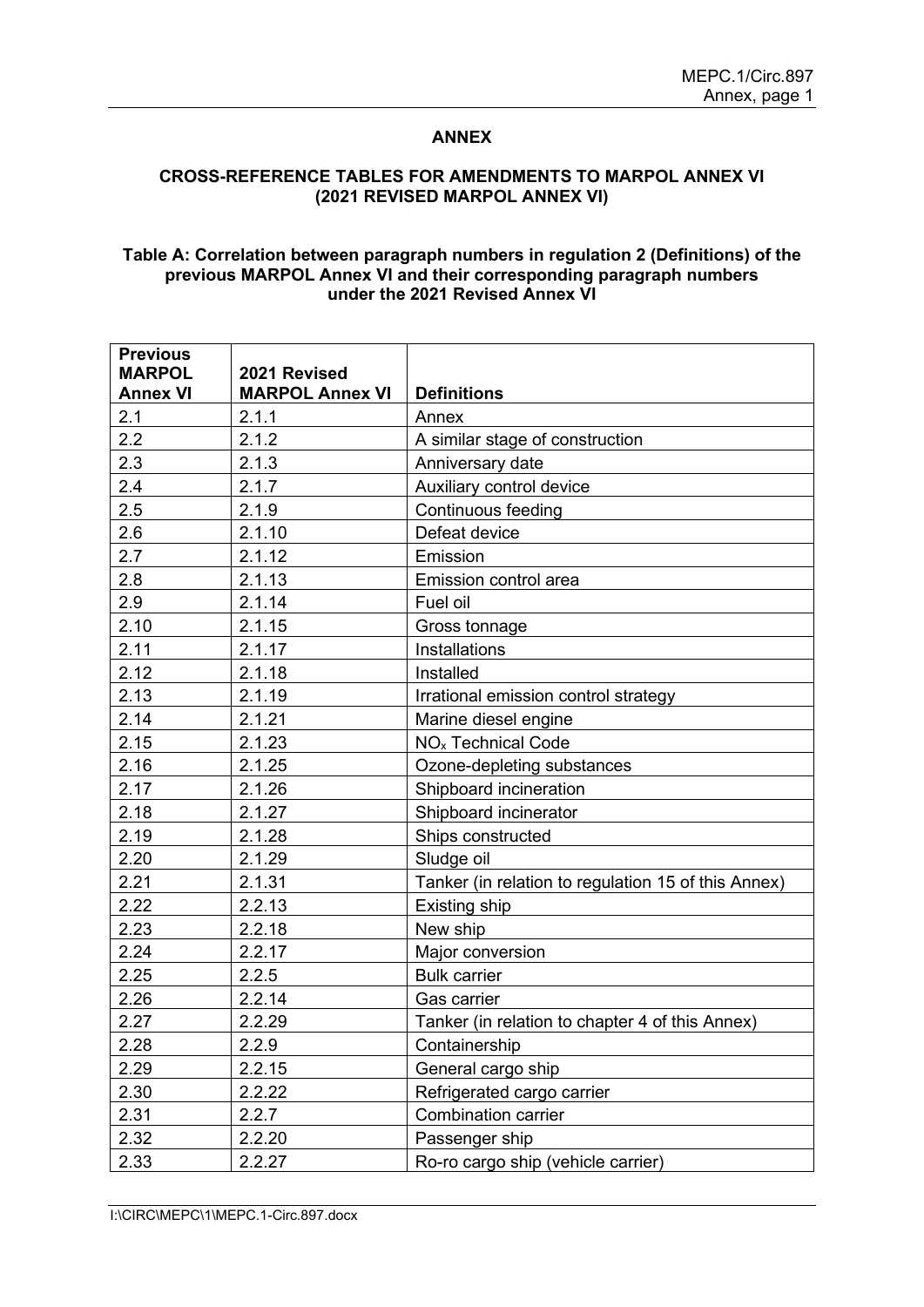## ANNEX

### CROSS-REFERENCE TABLES FOR AMENDMENTS TO MARPOL ANNEX VI (2021 REVISED MARPOL ANNEX VI)

**Table A: Correlation between paragraph numbers in regulation 2 (Definitions) of the previous MARPOL Annex VI and their corresponding paragraph numbers under the 2021 Revised Annex VI**

| Previous MARPOL Annex VI | 2021 Revised MARPOL Annex VI | Definitions |
|---|---|---|
| 2.1 | 2.1.1 | Annex |
| 2.2 | 2.1.2 | A similar stage of construction |
| 2.3 | 2.1.3 | Anniversary date |
| 2.4 | 2.1.7 | Auxiliary control device |
| 2.5 | 2.1.9 | Continuous feeding |
| 2.6 | 2.1.10 | Defeat device |
| 2.7 | 2.1.12 | Emission |
| 2.8 | 2.1.13 | Emission control area |
| 2.9 | 2.1.14 | Fuel oil |
| 2.10 | 2.1.15 | Gross tonnage |
| 2.11 | 2.1.17 | Installations |
| 2.12 | 2.1.18 | Installed |
| 2.13 | 2.1.19 | Irrational emission control strategy |
| 2.14 | 2.1.21 | Marine diesel engine |
| 2.15 | 2.1.23 | $NO_x$ Technical Code |
| 2.16 | 2.1.25 | Ozone-depleting substances |
| 2.17 | 2.1.26 | Shipboard incineration |
| 2.18 | 2.1.27 | Shipboard incinerator |
| 2.19 | 2.1.28 | Ships constructed |
| 2.20 | 2.1.29 | Sludge oil |
| 2.21 | 2.1.31 | Tanker (in relation to regulation 15 of this Annex) |
| 2.22 | 2.2.13 | Existing ship |
| 2.23 | 2.2.18 | New ship |
| 2.24 | 2.2.17 | Major conversion |
| 2.25 | 2.2.5 | Bulk carrier |
| 2.26 | 2.2.14 | Gas carrier |
| 2.27 | 2.2.29 | Tanker (in relation to chapter 4 of this Annex) |
| 2.28 | 2.2.9 | Containership |
| 2.29 | 2.2.15 | General cargo ship |
| 2.30 | 2.2.22 | Refrigerated cargo carrier |
| 2.31 | 2.2.7 | Combination carrier |
| 2.32 | 2.2.20 | Passenger ship |
| 2.33 | 2.2.27 | Ro-ro cargo ship (vehicle carrier) |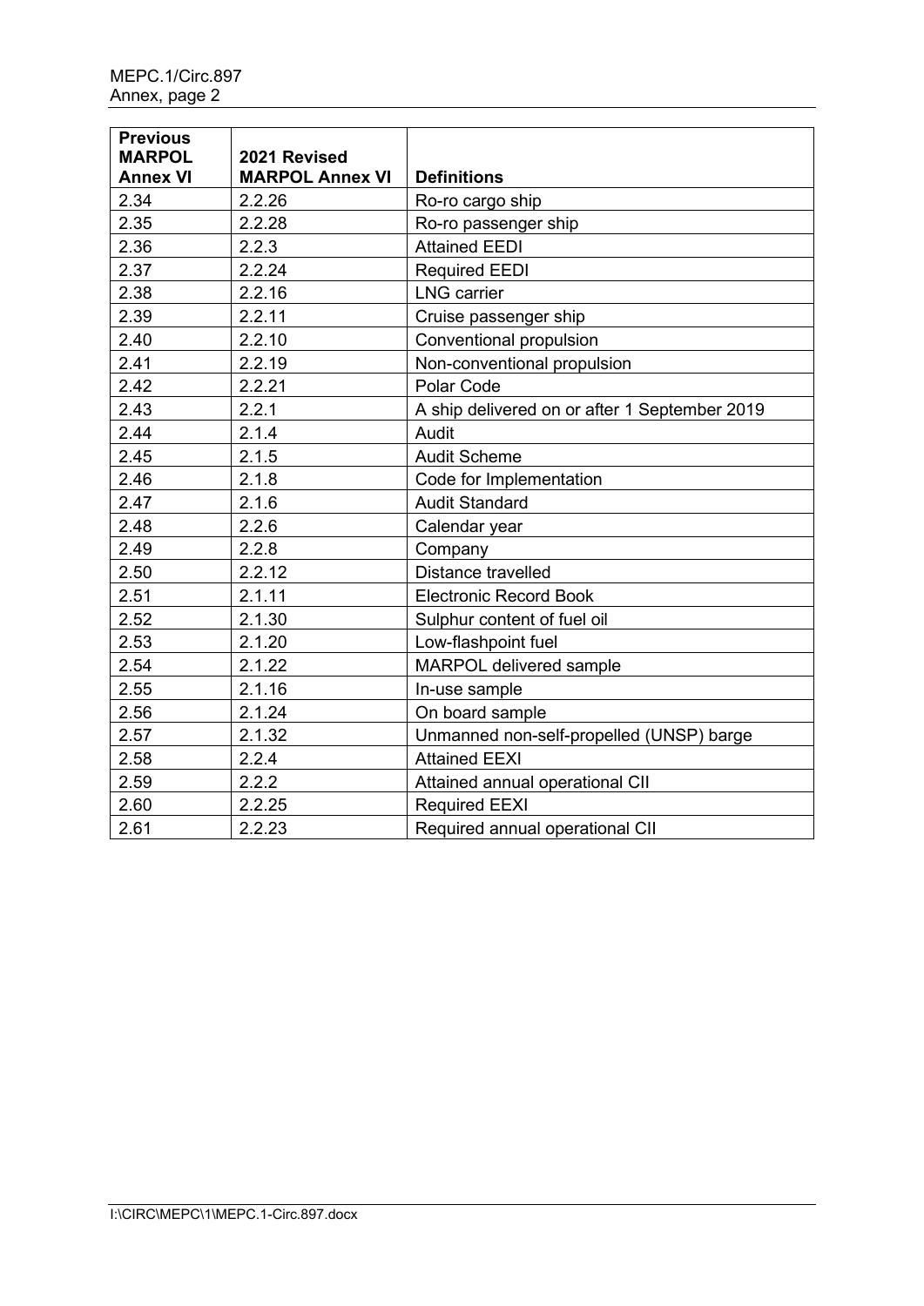| Previous MARPOL Annex VI | 2021 Revised MARPOL Annex VI | Definitions |
|---|---|---|
| 2.34 | 2.2.26 | Ro-ro cargo ship |
| 2.35 | 2.2.28 | Ro-ro passenger ship |
| 2.36 | 2.2.3 | Attained EEDI |
| 2.37 | 2.2.24 | Required EEDI |
| 2.38 | 2.2.16 | LNG carrier |
| 2.39 | 2.2.11 | Cruise passenger ship |
| 2.40 | 2.2.10 | Conventional propulsion |
| 2.41 | 2.2.19 | Non-conventional propulsion |
| 2.42 | 2.2.21 | Polar Code |
| 2.43 | 2.2.1 | A ship delivered on or after 1 September 2019 |
| 2.44 | 2.1.4 | Audit |
| 2.45 | 2.1.5 | Audit Scheme |
| 2.46 | 2.1.8 | Code for Implementation |
| 2.47 | 2.1.6 | Audit Standard |
| 2.48 | 2.2.6 | Calendar year |
| 2.49 | 2.2.8 | Company |
| 2.50 | 2.2.12 | Distance travelled |
| 2.51 | 2.1.11 | Electronic Record Book |
| 2.52 | 2.1.30 | Sulphur content of fuel oil |
| 2.53 | 2.1.20 | Low-flashpoint fuel |
| 2.54 | 2.1.22 | MARPOL delivered sample |
| 2.55 | 2.1.16 | In-use sample |
| 2.56 | 2.1.24 | On board sample |
| 2.57 | 2.1.32 | Unmanned non-self-propelled (UNSP) barge |
| 2.58 | 2.2.4 | Attained EEXI |
| 2.59 | 2.2.2 | Attained annual operational CII |
| 2.60 | 2.2.25 | Required EEXI |
| 2.61 | 2.2.23 | Required annual operational CII |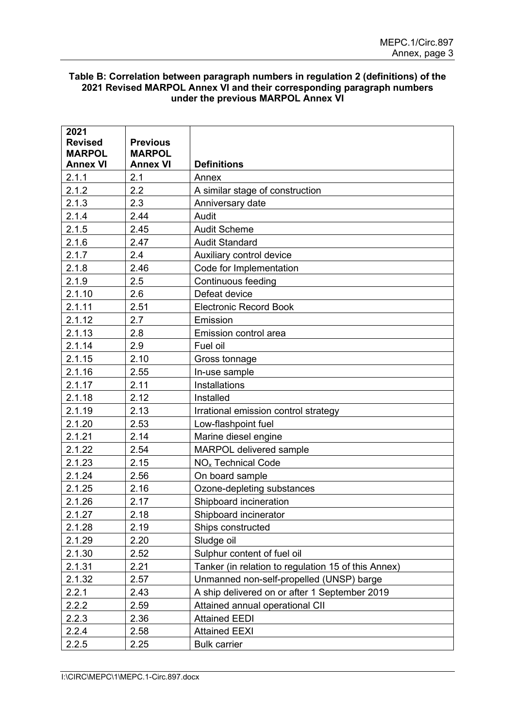**Table B: Correlation between paragraph numbers in regulation 2 (definitions) of the 2021 Revised MARPOL Annex VI and their corresponding paragraph numbers under the previous MARPOL Annex VI**

| 2021 Revised MARPOL Annex VI | Previous MARPOL Annex VI | Definitions |
|---|---|---|
| 2.1.1 | 2.1 | Annex |
| 2.1.2 | 2.2 | A similar stage of construction |
| 2.1.3 | 2.3 | Anniversary date |
| 2.1.4 | 2.44 | Audit |
| 2.1.5 | 2.45 | Audit Scheme |
| 2.1.6 | 2.47 | Audit Standard |
| 2.1.7 | 2.4 | Auxiliary control device |
| 2.1.8 | 2.46 | Code for Implementation |
| 2.1.9 | 2.5 | Continuous feeding |
| 2.1.10 | 2.6 | Defeat device |
| 2.1.11 | 2.51 | Electronic Record Book |
| 2.1.12 | 2.7 | Emission |
| 2.1.13 | 2.8 | Emission control area |
| 2.1.14 | 2.9 | Fuel oil |
| 2.1.15 | 2.10 | Gross tonnage |
| 2.1.16 | 2.55 | In-use sample |
| 2.1.17 | 2.11 | Installations |
| 2.1.18 | 2.12 | Installed |
| 2.1.19 | 2.13 | Irrational emission control strategy |
| 2.1.20 | 2.53 | Low-flashpoint fuel |
| 2.1.21 | 2.14 | Marine diesel engine |
| 2.1.22 | 2.54 | MARPOL delivered sample |
| 2.1.23 | 2.15 | $NO_x$ Technical Code |
| 2.1.24 | 2.56 | On board sample |
| 2.1.25 | 2.16 | Ozone-depleting substances |
| 2.1.26 | 2.17 | Shipboard incineration |
| 2.1.27 | 2.18 | Shipboard incinerator |
| 2.1.28 | 2.19 | Ships constructed |
| 2.1.29 | 2.20 | Sludge oil |
| 2.1.30 | 2.52 | Sulphur content of fuel oil |
| 2.1.31 | 2.21 | Tanker (in relation to regulation 15 of this Annex) |
| 2.1.32 | 2.57 | Unmanned non-self-propelled (UNSP) barge |
| 2.2.1 | 2.43 | A ship delivered on or after 1 September 2019 |
| 2.2.2 | 2.59 | Attained annual operational CII |
| 2.2.3 | 2.36 | Attained EEDI |
| 2.2.4 | 2.58 | Attained EEXI |
| 2.2.5 | 2.25 | Bulk carrier |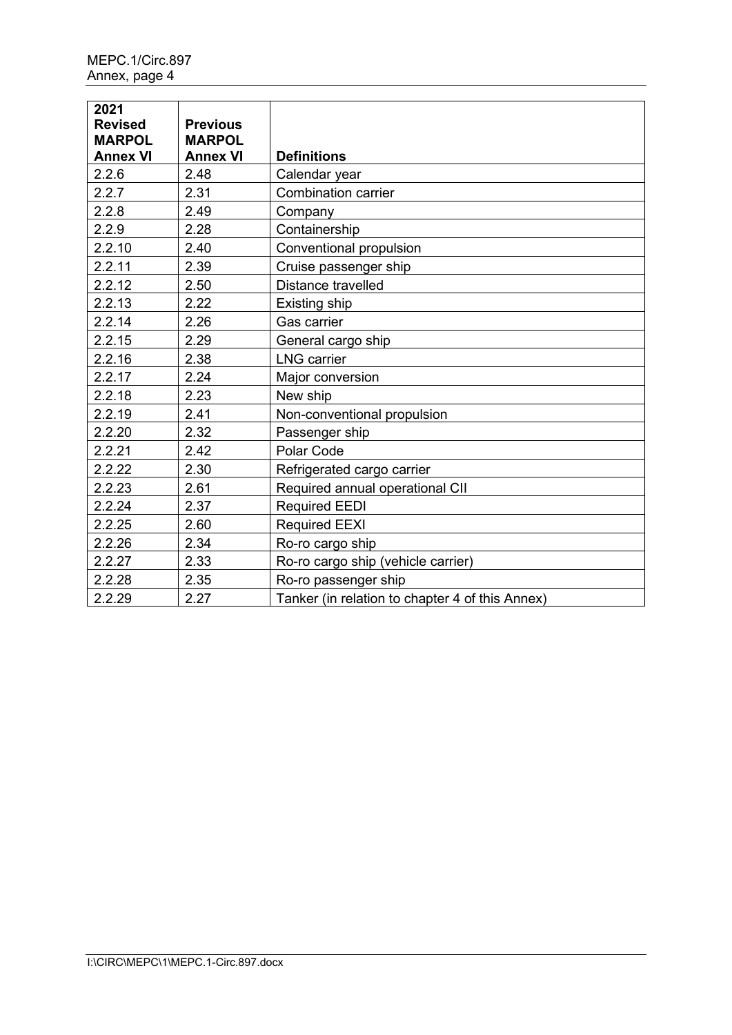| 2021 Revised MARPOL Annex VI | Previous MARPOL Annex VI | Definitions |
|---|---|---|
| 2.2.6 | 2.48 | Calendar year |
| 2.2.7 | 2.31 | Combination carrier |
| 2.2.8 | 2.49 | Company |
| 2.2.9 | 2.28 | Containership |
| 2.2.10 | 2.40 | Conventional propulsion |
| 2.2.11 | 2.39 | Cruise passenger ship |
| 2.2.12 | 2.50 | Distance travelled |
| 2.2.13 | 2.22 | Existing ship |
| 2.2.14 | 2.26 | Gas carrier |
| 2.2.15 | 2.29 | General cargo ship |
| 2.2.16 | 2.38 | LNG carrier |
| 2.2.17 | 2.24 | Major conversion |
| 2.2.18 | 2.23 | New ship |
| 2.2.19 | 2.41 | Non-conventional propulsion |
| 2.2.20 | 2.32 | Passenger ship |
| 2.2.21 | 2.42 | Polar Code |
| 2.2.22 | 2.30 | Refrigerated cargo carrier |
| 2.2.23 | 2.61 | Required annual operational CII |
| 2.2.24 | 2.37 | Required EEDI |
| 2.2.25 | 2.60 | Required EEXI |
| 2.2.26 | 2.34 | Ro-ro cargo ship |
| 2.2.27 | 2.33 | Ro-ro cargo ship (vehicle carrier) |
| 2.2.28 | 2.35 | Ro-ro passenger ship |
| 2.2.29 | 2.27 | Tanker (in relation to chapter 4 of this Annex) |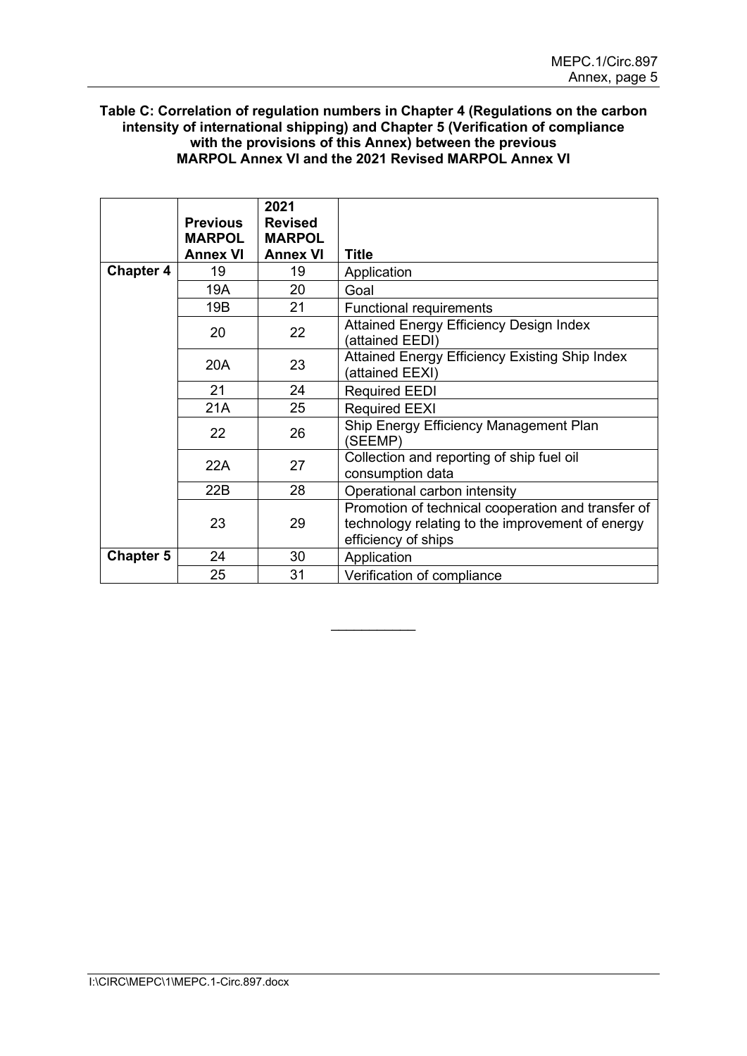**Table C: Correlation of regulation numbers in Chapter 4 (Regulations on the carbon intensity of international shipping) and Chapter 5 (Verification of compliance with the provisions of this Annex) between the previous MARPOL Annex VI and the 2021 Revised MARPOL Annex VI**

| | Previous MARPOL Annex VI | 2021 Revised MARPOL Annex VI | Title |
|---|---|---|---|
| **Chapter 4** | 19 | 19 | Application |
| | 19A | 20 | Goal |
| | 19B | 21 | Functional requirements |
| | 20 | 22 | Attained Energy Efficiency Design Index (attained EEDI) |
| | 20A | 23 | Attained Energy Efficiency Existing Ship Index (attained EEXI) |
| | 21 | 24 | Required EEDI |
| | 21A | 25 | Required EEXI |
| | 22 | 26 | Ship Energy Efficiency Management Plan (SEEMP) |
| | 22A | 27 | Collection and reporting of ship fuel oil consumption data |
| | 22B | 28 | Operational carbon intensity |
| | 23 | 29 | Promotion of technical cooperation and transfer of technology relating to the improvement of energy efficiency of ships |
| **Chapter 5** | 24 | 30 | Application |
| | 25 | 31 | Verification of compliance |

___________